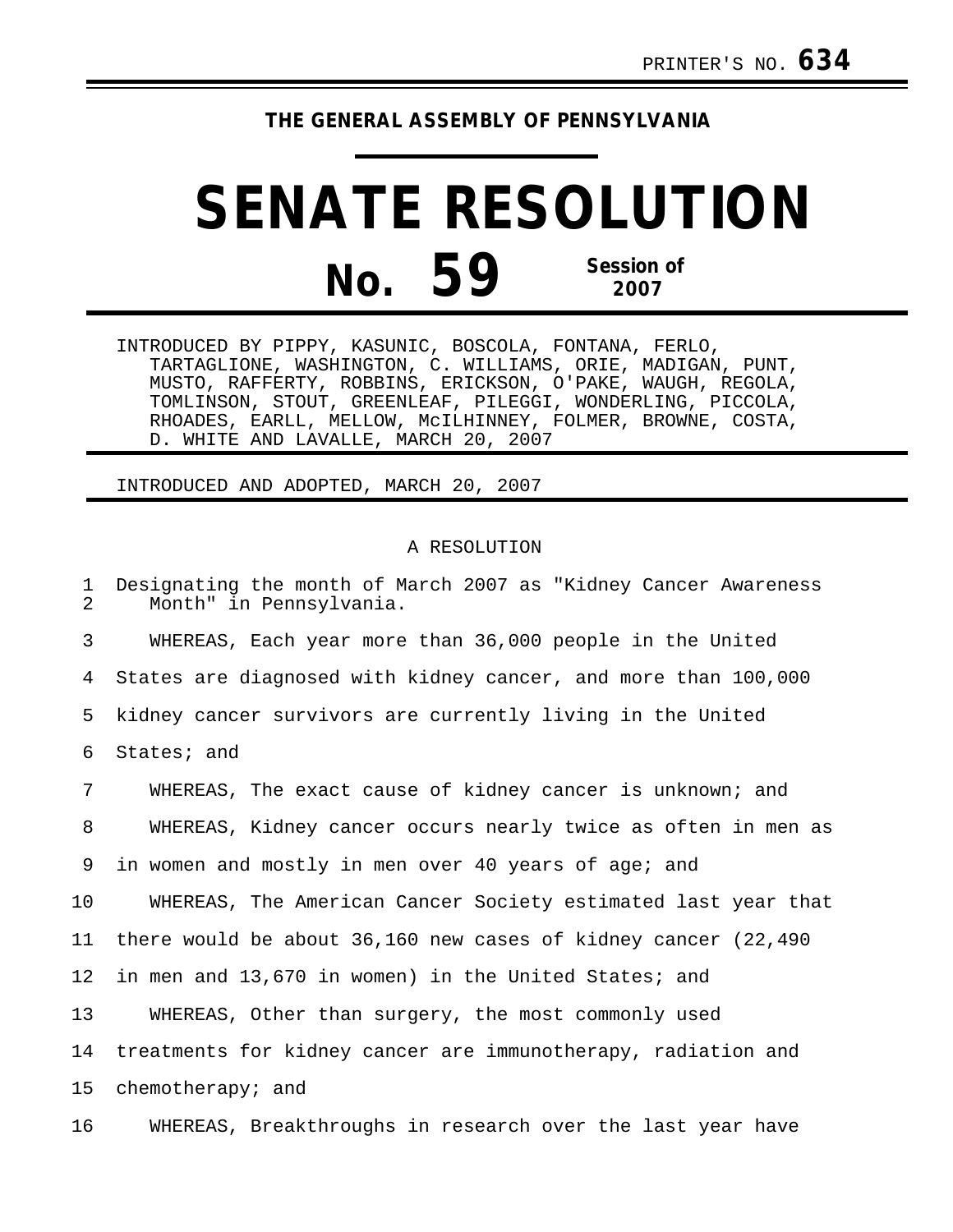PRINTER'S NO. **634**

**THE GENERAL ASSEMBLY OF PENNSYLVANIA**

# SENATE RESOLUTION

## No. 59 Session of 2007

INTRODUCED BY PIPPY, KASUNIC, BOSCOLA, FONTANA, FERLO, TARTAGLIONE, WASHINGTON, C. WILLIAMS, ORIE, MADIGAN, PUNT, MUSTO, RAFFERTY, ROBBINS, ERICKSON, O'PAKE, WAUGH, REGOLA, TOMLINSON, STOUT, GREENLEAF, PILEGGI, WONDERLING, PICCOLA, RHOADES, EARLL, MELLOW, McILHINNEY, FOLMER, BROWNE, COSTA, D. WHITE AND LAVALLE, MARCH 20, 2007

INTRODUCED AND ADOPTED, MARCH 20, 2007

A RESOLUTION

Designating the month of March 2007 as "Kidney Cancer Awareness Month" in Pennsylvania.

WHEREAS, Each year more than 36,000 people in the United States are diagnosed with kidney cancer, and more than 100,000 kidney cancer survivors are currently living in the United States; and

WHEREAS, The exact cause of kidney cancer is unknown; and

WHEREAS, Kidney cancer occurs nearly twice as often in men as in women and mostly in men over 40 years of age; and

WHEREAS, The American Cancer Society estimated last year that there would be about 36,160 new cases of kidney cancer (22,490 in men and 13,670 in women) in the United States; and

WHEREAS, Other than surgery, the most commonly used treatments for kidney cancer are immunotherapy, radiation and chemotherapy; and

WHEREAS, Breakthroughs in research over the last year have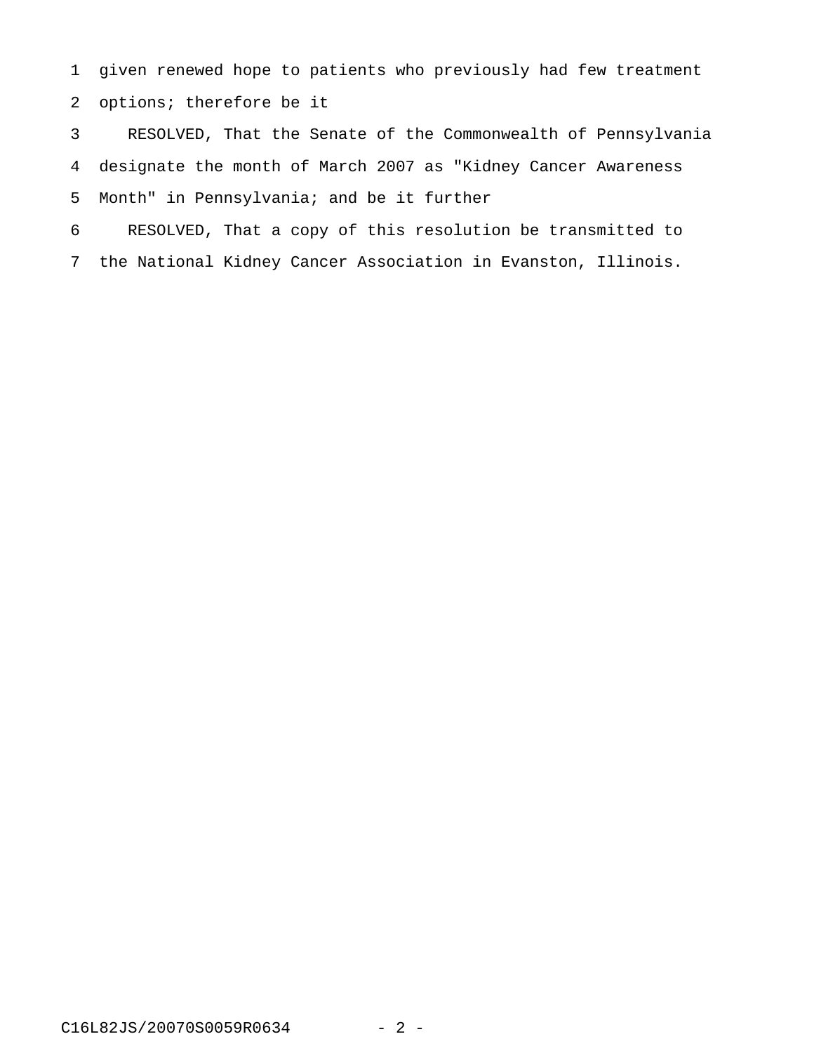given renewed hope to patients who previously had few treatment options; therefore be it

RESOLVED, That the Senate of the Commonwealth of Pennsylvania designate the month of March 2007 as "Kidney Cancer Awareness Month" in Pennsylvania; and be it further

RESOLVED, That a copy of this resolution be transmitted to the National Kidney Cancer Association in Evanston, Illinois.